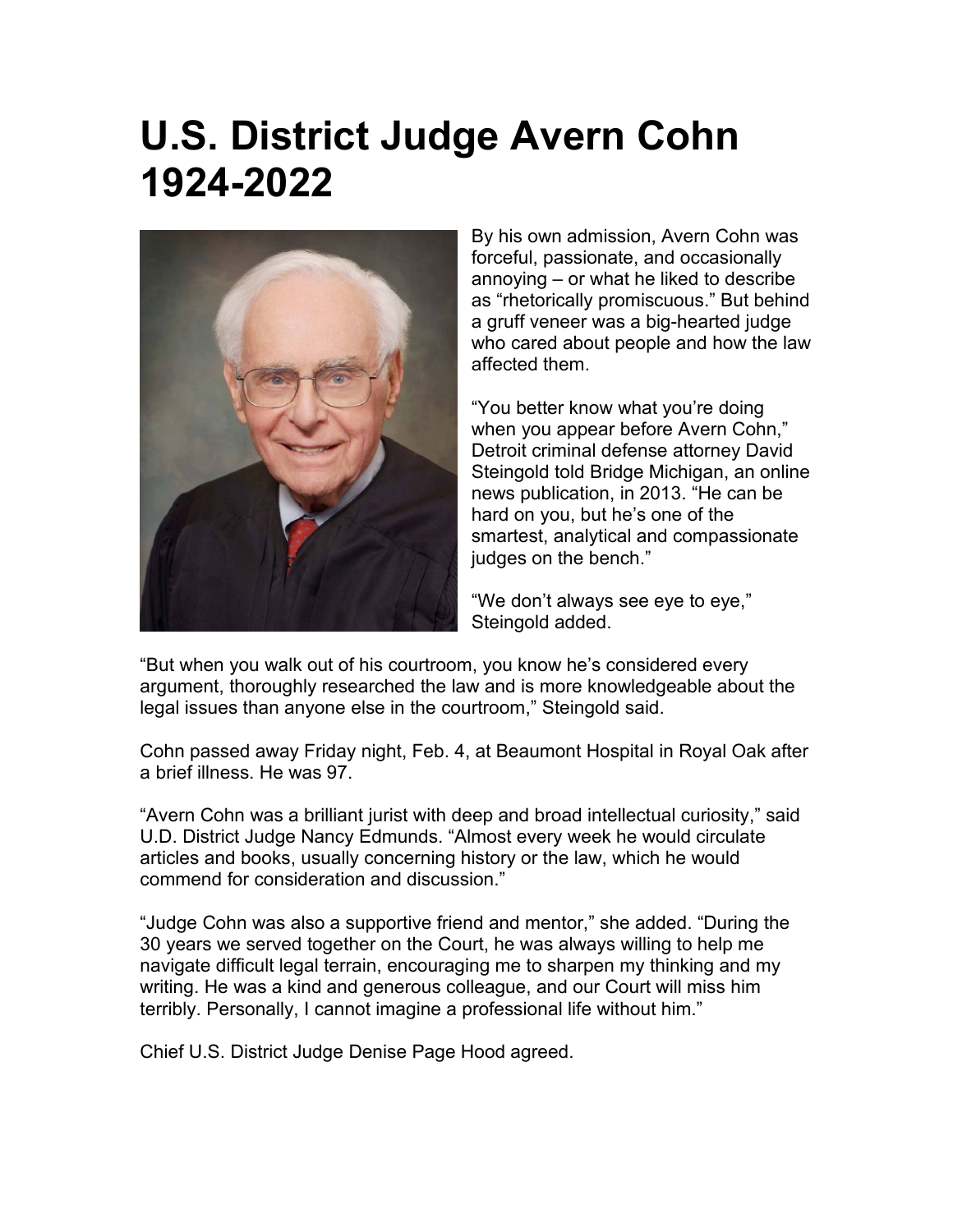# U.S. District Judge Avern Cohn 1924-2022

By his own admission, Avern Cohn was forceful, passionate, and occasionally annoying – or what he liked to describe as "rhetorically promiscuous." But behind a gruff veneer was a big-hearted judge who cared about people and how the law affected them.

"You better know what you're doing when you appear before Avern Cohn," Detroit criminal defense attorney David Steingold told Bridge Michigan, an online news publication, in 2013. "He can be hard on you, but he's one of the smartest, analytical and compassionate judges on the bench."

"We don't always see eye to eye," Steingold added.

"But when you walk out of his courtroom, you know he's considered every argument, thoroughly researched the law and is more knowledgeable about the legal issues than anyone else in the courtroom," Steingold said.

Cohn passed away Friday night, Feb. 4, at Beaumont Hospital in Royal Oak after a brief illness. He was 97.

"Avern Cohn was a brilliant jurist with deep and broad intellectual curiosity," said U.D. District Judge Nancy Edmunds. "Almost every week he would circulate articles and books, usually concerning history or the law, which he would commend for consideration and discussion."

"Judge Cohn was also a supportive friend and mentor," she added. "During the 30 years we served together on the Court, he was always willing to help me navigate difficult legal terrain, encouraging me to sharpen my thinking and my writing. He was a kind and generous colleague, and our Court will miss him terribly. Personally, I cannot imagine a professional life without him."

Chief U.S. District Judge Denise Page Hood agreed.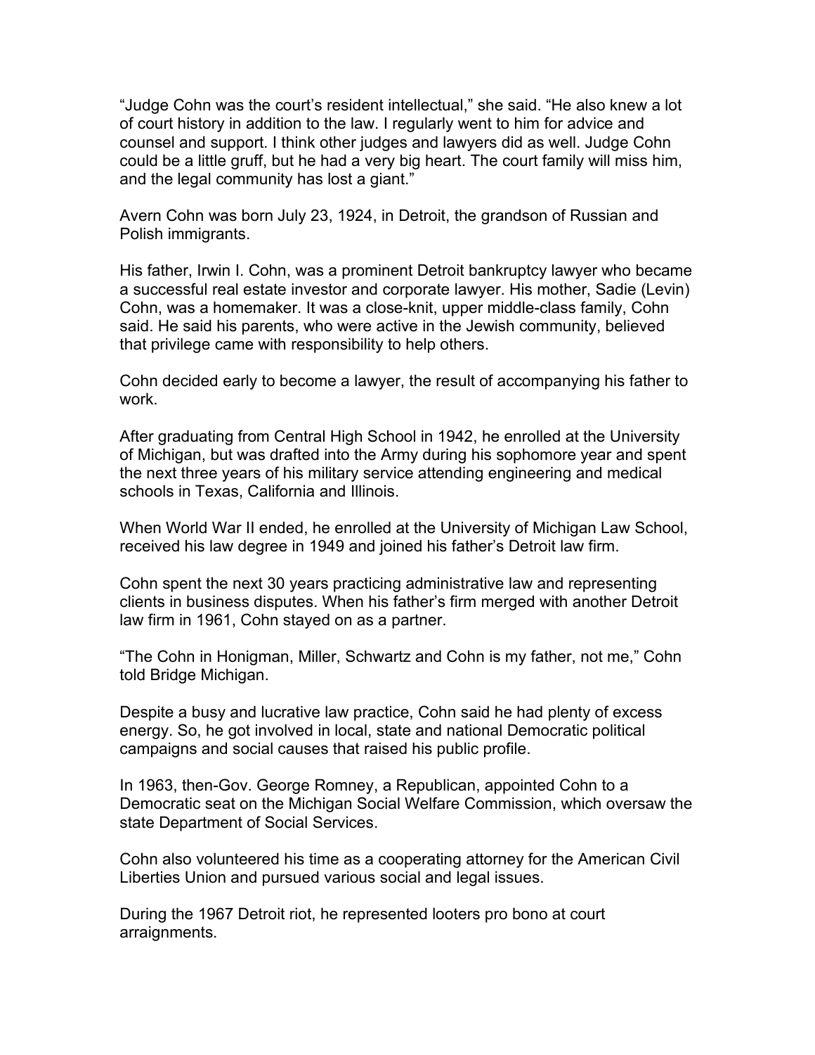“Judge Cohn was the court’s resident intellectual,” she said. “He also knew a lot of court history in addition to the law. I regularly went to him for advice and counsel and support. I think other judges and lawyers did as well. Judge Cohn could be a little gruff, but he had a very big heart. The court family will miss him, and the legal community has lost a giant.”

Avern Cohn was born July 23, 1924, in Detroit, the grandson of Russian and Polish immigrants.

His father, Irwin I. Cohn, was a prominent Detroit bankruptcy lawyer who became a successful real estate investor and corporate lawyer. His mother, Sadie (Levin) Cohn, was a homemaker. It was a close-knit, upper middle-class family, Cohn said. He said his parents, who were active in the Jewish community, believed that privilege came with responsibility to help others.

Cohn decided early to become a lawyer, the result of accompanying his father to work.

After graduating from Central High School in 1942, he enrolled at the University of Michigan, but was drafted into the Army during his sophomore year and spent the next three years of his military service attending engineering and medical schools in Texas, California and Illinois.

When World War II ended, he enrolled at the University of Michigan Law School, received his law degree in 1949 and joined his father’s Detroit law firm.

Cohn spent the next 30 years practicing administrative law and representing clients in business disputes. When his father’s firm merged with another Detroit law firm in 1961, Cohn stayed on as a partner.

“The Cohn in Honigman, Miller, Schwartz and Cohn is my father, not me,” Cohn told Bridge Michigan.

Despite a busy and lucrative law practice, Cohn said he had plenty of excess energy. So, he got involved in local, state and national Democratic political campaigns and social causes that raised his public profile.

In 1963, then-Gov. George Romney, a Republican, appointed Cohn to a Democratic seat on the Michigan Social Welfare Commission, which oversaw the state Department of Social Services.

Cohn also volunteered his time as a cooperating attorney for the American Civil Liberties Union and pursued various social and legal issues.

During the 1967 Detroit riot, he represented looters pro bono at court arraignments.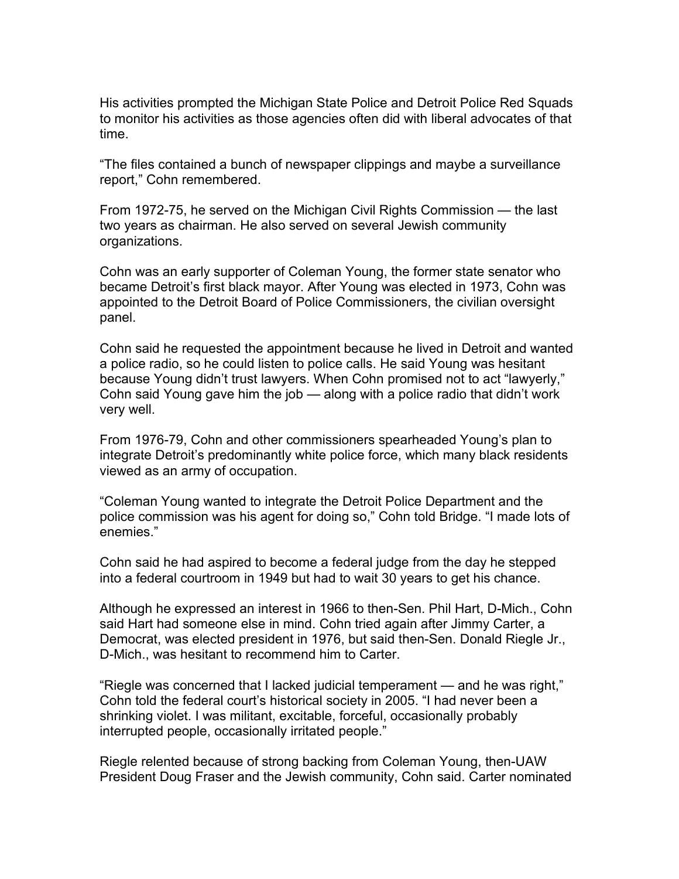His activities prompted the Michigan State Police and Detroit Police Red Squads to monitor his activities as those agencies often did with liberal advocates of that time.

“The files contained a bunch of newspaper clippings and maybe a surveillance report,” Cohn remembered.

From 1972-75, he served on the Michigan Civil Rights Commission — the last two years as chairman. He also served on several Jewish community organizations.

Cohn was an early supporter of Coleman Young, the former state senator who became Detroit’s first black mayor. After Young was elected in 1973, Cohn was appointed to the Detroit Board of Police Commissioners, the civilian oversight panel.

Cohn said he requested the appointment because he lived in Detroit and wanted a police radio, so he could listen to police calls. He said Young was hesitant because Young didn’t trust lawyers. When Cohn promised not to act “lawyerly,” Cohn said Young gave him the job — along with a police radio that didn’t work very well.

From 1976-79, Cohn and other commissioners spearheaded Young’s plan to integrate Detroit’s predominantly white police force, which many black residents viewed as an army of occupation.

“Coleman Young wanted to integrate the Detroit Police Department and the police commission was his agent for doing so,” Cohn told Bridge. “I made lots of enemies.”

Cohn said he had aspired to become a federal judge from the day he stepped into a federal courtroom in 1949 but had to wait 30 years to get his chance.

Although he expressed an interest in 1966 to then-Sen. Phil Hart, D-Mich., Cohn said Hart had someone else in mind. Cohn tried again after Jimmy Carter, a Democrat, was elected president in 1976, but said then-Sen. Donald Riegle Jr., D-Mich., was hesitant to recommend him to Carter.

“Riegle was concerned that I lacked judicial temperament — and he was right,” Cohn told the federal court’s historical society in 2005. “I had never been a shrinking violet. I was militant, excitable, forceful, occasionally probably interrupted people, occasionally irritated people.”

Riegle relented because of strong backing from Coleman Young, then-UAW President Doug Fraser and the Jewish community, Cohn said. Carter nominated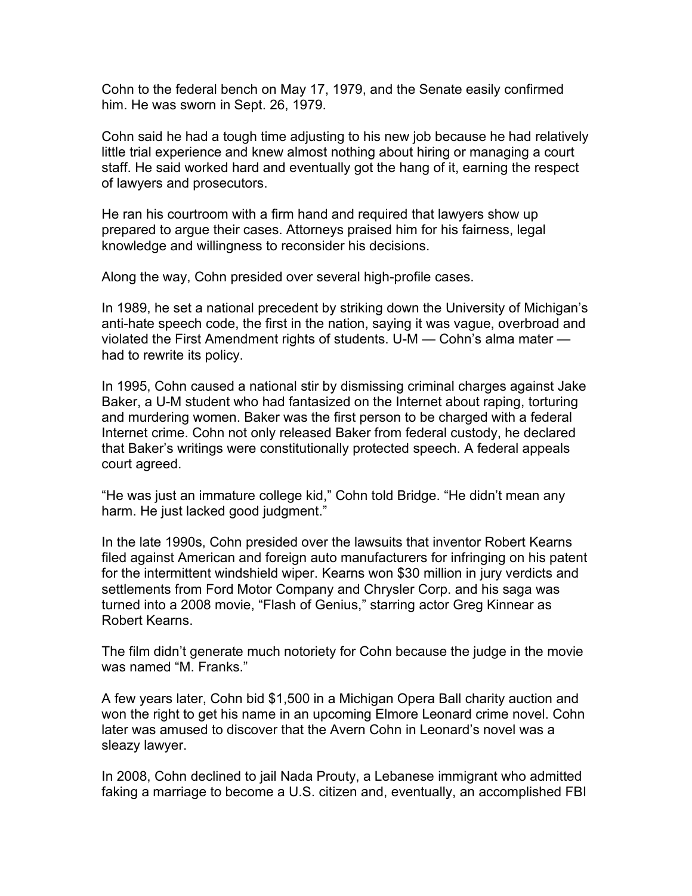Cohn to the federal bench on May 17, 1979, and the Senate easily confirmed him. He was sworn in Sept. 26, 1979.

Cohn said he had a tough time adjusting to his new job because he had relatively little trial experience and knew almost nothing about hiring or managing a court staff. He said worked hard and eventually got the hang of it, earning the respect of lawyers and prosecutors.

He ran his courtroom with a firm hand and required that lawyers show up prepared to argue their cases. Attorneys praised him for his fairness, legal knowledge and willingness to reconsider his decisions.

Along the way, Cohn presided over several high-profile cases.

In 1989, he set a national precedent by striking down the University of Michigan's anti-hate speech code, the first in the nation, saying it was vague, overbroad and violated the First Amendment rights of students. U-M — Cohn's alma mater — had to rewrite its policy.

In 1995, Cohn caused a national stir by dismissing criminal charges against Jake Baker, a U-M student who had fantasized on the Internet about raping, torturing and murdering women. Baker was the first person to be charged with a federal Internet crime. Cohn not only released Baker from federal custody, he declared that Baker's writings were constitutionally protected speech. A federal appeals court agreed.

"He was just an immature college kid," Cohn told Bridge. "He didn't mean any harm. He just lacked good judgment."

In the late 1990s, Cohn presided over the lawsuits that inventor Robert Kearns filed against American and foreign auto manufacturers for infringing on his patent for the intermittent windshield wiper. Kearns won $30 million in jury verdicts and settlements from Ford Motor Company and Chrysler Corp. and his saga was turned into a 2008 movie, "Flash of Genius," starring actor Greg Kinnear as Robert Kearns.

The film didn't generate much notoriety for Cohn because the judge in the movie was named "M. Franks."

A few years later, Cohn bid $1,500 in a Michigan Opera Ball charity auction and won the right to get his name in an upcoming Elmore Leonard crime novel. Cohn later was amused to discover that the Avern Cohn in Leonard's novel was a sleazy lawyer.

In 2008, Cohn declined to jail Nada Prouty, a Lebanese immigrant who admitted faking a marriage to become a U.S. citizen and, eventually, an accomplished FBI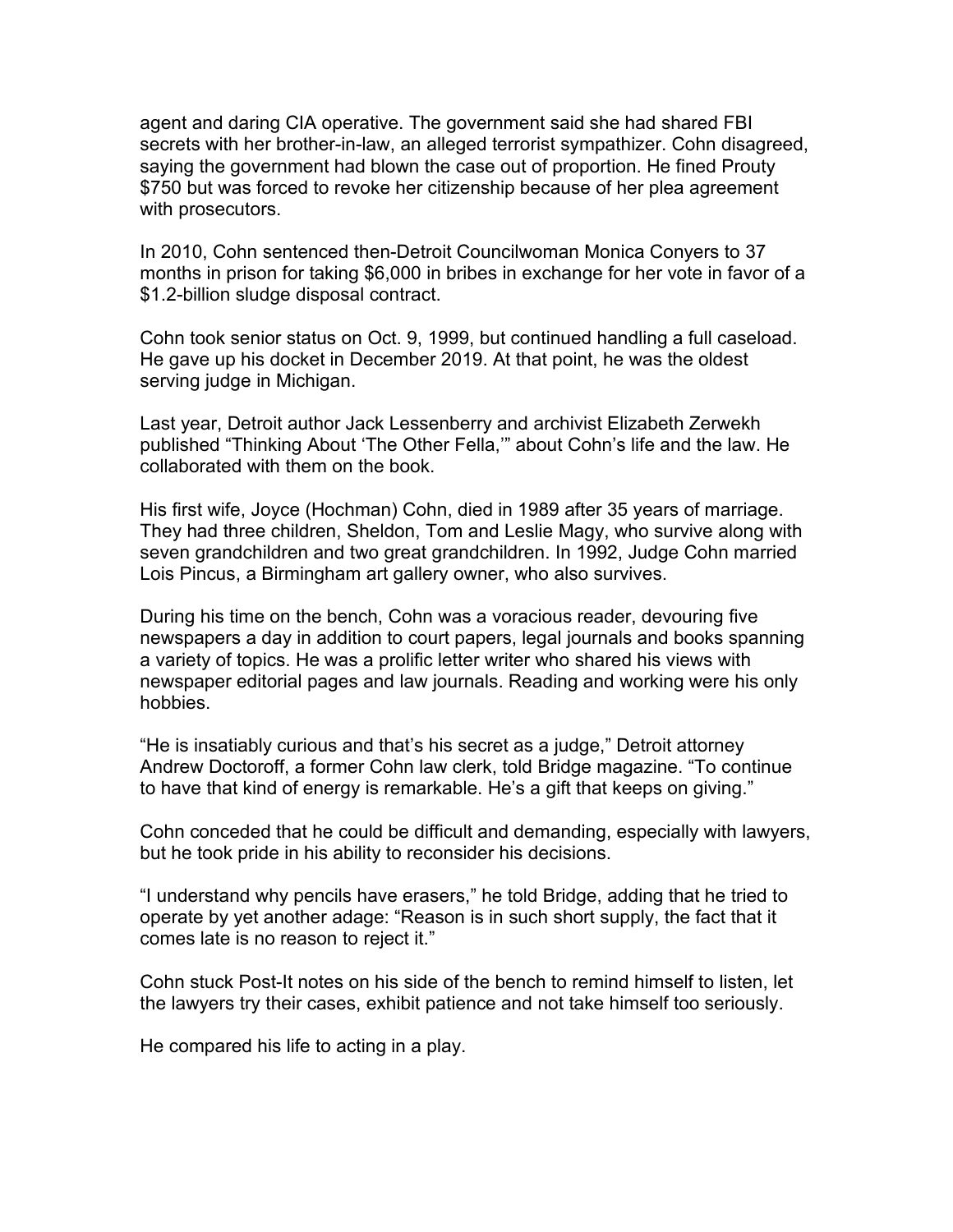agent and daring CIA operative. The government said she had shared FBI secrets with her brother-in-law, an alleged terrorist sympathizer. Cohn disagreed, saying the government had blown the case out of proportion. He fined Prouty $750 but was forced to revoke her citizenship because of her plea agreement with prosecutors.

In 2010, Cohn sentenced then-Detroit Councilwoman Monica Conyers to 37 months in prison for taking $6,000 in bribes in exchange for her vote in favor of a $1.2-billion sludge disposal contract.

Cohn took senior status on Oct. 9, 1999, but continued handling a full caseload. He gave up his docket in December 2019. At that point, he was the oldest serving judge in Michigan.

Last year, Detroit author Jack Lessenberry and archivist Elizabeth Zerwekh published "Thinking About 'The Other Fella,'" about Cohn's life and the law. He collaborated with them on the book.

His first wife, Joyce (Hochman) Cohn, died in 1989 after 35 years of marriage. They had three children, Sheldon, Tom and Leslie Magy, who survive along with seven grandchildren and two great grandchildren. In 1992, Judge Cohn married Lois Pincus, a Birmingham art gallery owner, who also survives.

During his time on the bench, Cohn was a voracious reader, devouring five newspapers a day in addition to court papers, legal journals and books spanning a variety of topics. He was a prolific letter writer who shared his views with newspaper editorial pages and law journals. Reading and working were his only hobbies.

"He is insatiably curious and that's his secret as a judge," Detroit attorney Andrew Doctoroff, a former Cohn law clerk, told Bridge magazine. "To continue to have that kind of energy is remarkable. He's a gift that keeps on giving."

Cohn conceded that he could be difficult and demanding, especially with lawyers, but he took pride in his ability to reconsider his decisions.

"I understand why pencils have erasers," he told Bridge, adding that he tried to operate by yet another adage: "Reason is in such short supply, the fact that it comes late is no reason to reject it."

Cohn stuck Post-It notes on his side of the bench to remind himself to listen, let the lawyers try their cases, exhibit patience and not take himself too seriously.

He compared his life to acting in a play.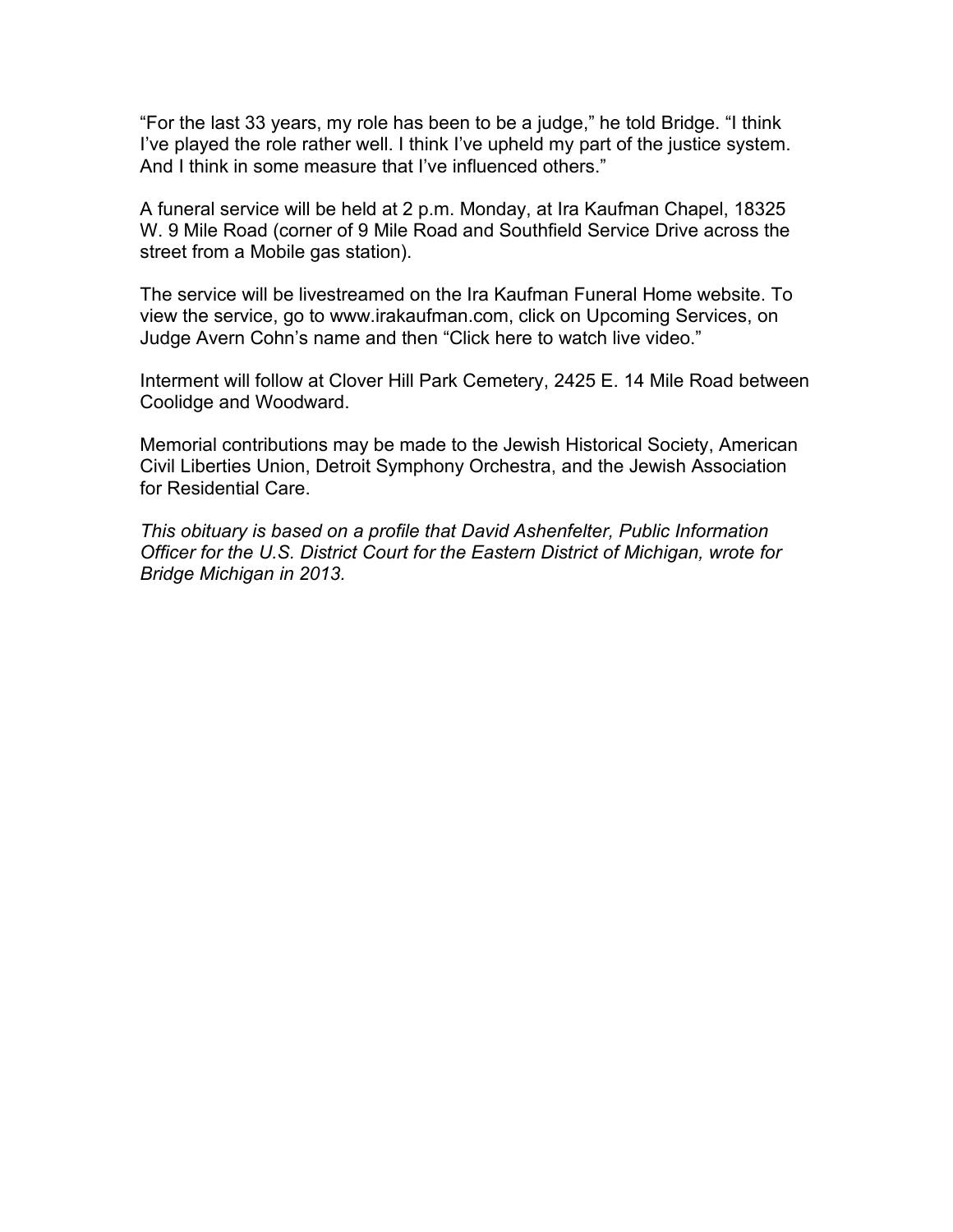“For the last 33 years, my role has been to be a judge,” he told Bridge. “I think I’ve played the role rather well. I think I’ve upheld my part of the justice system. And I think in some measure that I’ve influenced others.”

A funeral service will be held at 2 p.m. Monday, at Ira Kaufman Chapel, 18325 W. 9 Mile Road (corner of 9 Mile Road and Southfield Service Drive across the street from a Mobile gas station).

The service will be livestreamed on the Ira Kaufman Funeral Home website. To view the service, go to www.irakaufman.com, click on Upcoming Services, on Judge Avern Cohn’s name and then “Click here to watch live video.”

Interment will follow at Clover Hill Park Cemetery, 2425 E. 14 Mile Road between Coolidge and Woodward.

Memorial contributions may be made to the Jewish Historical Society, American Civil Liberties Union, Detroit Symphony Orchestra, and the Jewish Association for Residential Care.

*This obituary is based on a profile that David Ashenfelter, Public Information Officer for the U.S. District Court for the Eastern District of Michigan, wrote for Bridge Michigan in 2013.*